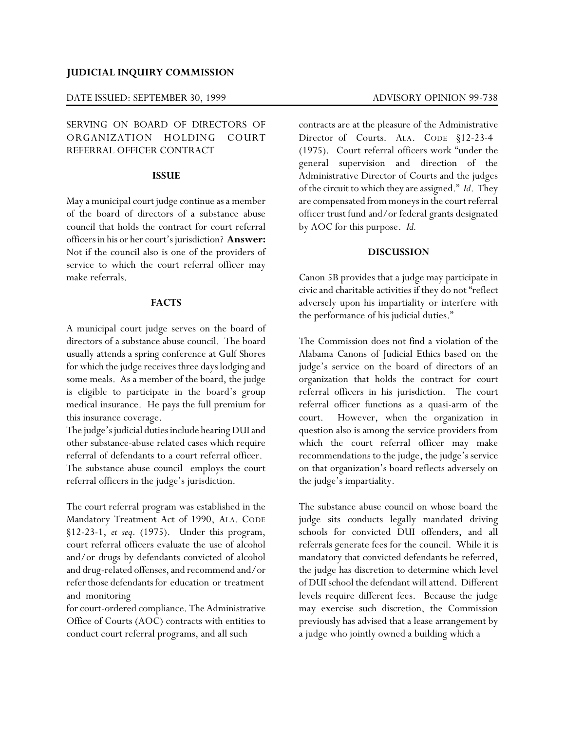**JUDICIAL INQUIRY COMMISSION**

DATE ISSUED: SEPTEMBER 30, 1999 ADVISORY OPINION 99-738

SERVING ON BOARD OF DIRECTORS OF ORGANIZATION HOLDING COURT REFERRAL OFFICER CONTRACT

## ISSUE

May a municipal court judge continue as a member of the board of directors of a substance abuse council that holds the contract for court referral officers in his or her court's jurisdiction? **Answer:** Not if the council also is one of the providers of service to which the court referral officer may make referrals.

## FACTS

A municipal court judge serves on the board of directors of a substance abuse council. The board usually attends a spring conference at Gulf Shores for which the judge receives three days lodging and some meals. As a member of the board, the judge is eligible to participate in the board's group medical insurance. He pays the full premium for this insurance coverage.

The judge's judicial duties include hearing DUI and other substance-abuse related cases which require referral of defendants to a court referral officer. The substance abuse council employs the court referral officers in the judge's jurisdiction.

The court referral program was established in the Mandatory Treatment Act of 1990, ALA. CODE §12-23-1, *et seq*. (1975). Under this program, court referral officers evaluate the use of alcohol and/or drugs by defendants convicted of alcohol and drug-related offenses, and recommend and/or refer those defendants for education or treatment and monitoring for court-ordered compliance. The Administrative Office of Courts (AOC) contracts with entities to conduct court referral programs, and all such contracts are at the pleasure of the Administrative Director of Courts. ALA. CODE §12-23-4 (1975). Court referral officers work "under the general supervision and direction of the Administrative Director of Courts and the judges of the circuit to which they are assigned." *Id*. They are compensated from moneys in the court referral officer trust fund and/or federal grants designated by AOC for this purpose. *Id.*

## DISCUSSION

Canon 5B provides that a judge may participate in civic and charitable activities if they do not "reflect adversely upon his impartiality or interfere with the performance of his judicial duties."

The Commission does not find a violation of the Alabama Canons of Judicial Ethics based on the judge's service on the board of directors of an organization that holds the contract for court referral officers in his jurisdiction. The court referral officer functions as a quasi-arm of the court. However, when the organization in question also is among the service providers from which the court referral officer may make recommendations to the judge, the judge's service on that organization's board reflects adversely on the judge's impartiality.

The substance abuse council on whose board the judge sits conducts legally mandated driving schools for convicted DUI offenders, and all referrals generate fees for the council. While it is mandatory that convicted defendants be referred, the judge has discretion to determine which level of DUI school the defendant will attend. Different levels require different fees. Because the judge may exercise such discretion, the Commission previously has advised that a lease arrangement by a judge who jointly owned a building which a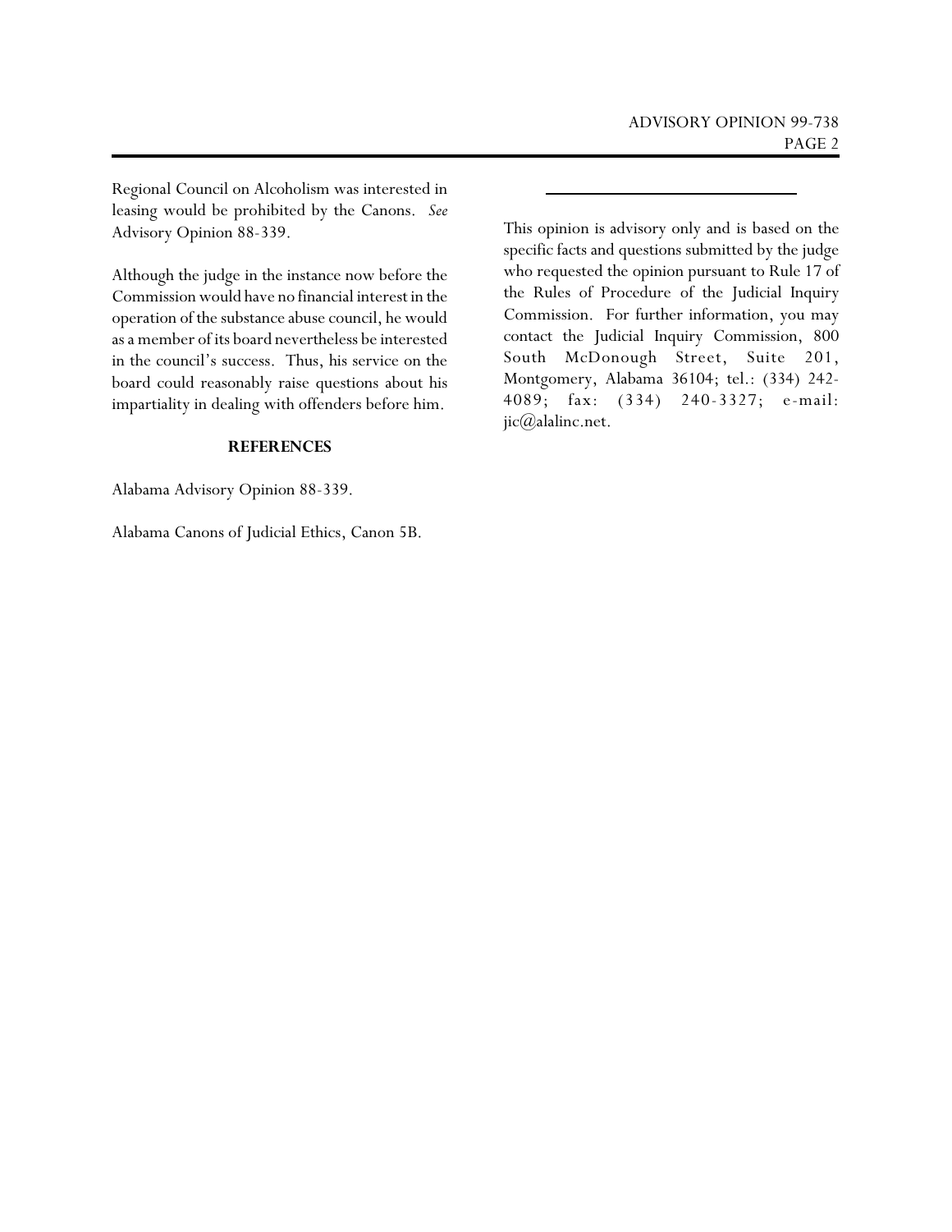Regional Council on Alcoholism was interested in leasing would be prohibited by the Canons. *See* Advisory Opinion 88-339.

Although the judge in the instance now before the Commission would have no financial interest in the operation of the substance abuse council, he would as a member of its board nevertheless be interested in the council's success. Thus, his service on the board could reasonably raise questions about his impartiality in dealing with offenders before him.

**REFERENCES**

Alabama Advisory Opinion 88-339.

Alabama Canons of Judicial Ethics, Canon 5B.

---

This opinion is advisory only and is based on the specific facts and questions submitted by the judge who requested the opinion pursuant to Rule 17 of the Rules of Procedure of the Judicial Inquiry Commission. For further information, you may contact the Judicial Inquiry Commission, 800 South McDonough Street, Suite 201, Montgomery, Alabama 36104; tel.: (334) 242-4089; fax: (334) 240-3327; e-mail: jic@alalinc.net.